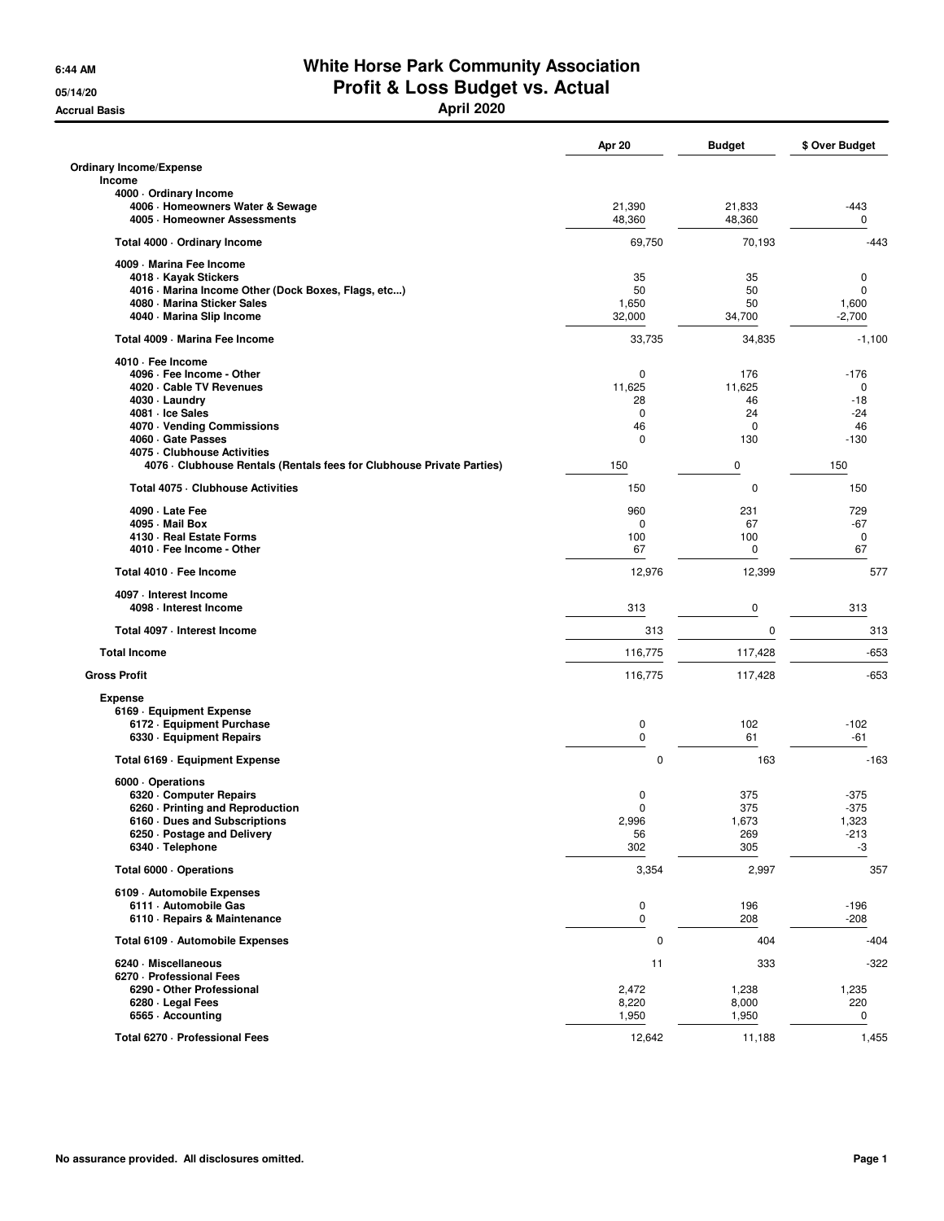# White Horse Park Community Association

## Profit & Loss Budget vs. Actual

### April 2020

Accrual Basis

|  | Apr 20 | Budget | $ Over Budget |
|---|---|---|---|
| **Ordinary Income/Expense** | | | |
| **Income** | | | |
| **4000 · Ordinary Income** | | | |
| 4006 · Homeowners Water & Sewage | 21,390 | 21,833 | -443 |
| 4005 · Homeowner Assessments | 48,360 | 48,360 | 0 |
| **Total 4000 · Ordinary Income** | 69,750 | 70,193 | -443 |
| **4009 · Marina Fee Income** | | | |
| 4018 · Kayak Stickers | 35 | 35 | 0 |
| 4016 · Marina Income Other (Dock Boxes, Flags, etc...) | 50 | 50 | 0 |
| 4080 · Marina Sticker Sales | 1,650 | 50 | 1,600 |
| 4040 · Marina Slip Income | 32,000 | 34,700 | -2,700 |
| **Total 4009 · Marina Fee Income** | 33,735 | 34,835 | -1,100 |
| **4010 · Fee Income** | | | |
| 4096 · Fee Income - Other | 0 | 176 | -176 |
| 4020 · Cable TV Revenues | 11,625 | 11,625 | 0 |
| 4030 · Laundry | 28 | 46 | -18 |
| 4081 · Ice Sales | 0 | 24 | -24 |
| 4070 · Vending Commissions | 46 | 0 | 46 |
| 4060 · Gate Passes | 0 | 130 | -130 |
| **4075 · Clubhouse Activities** | | | |
| 4076 · Clubhouse Rentals (Rentals fees for Clubhouse Private Parties) | 150 | 0 | 150 |
| **Total 4075 · Clubhouse Activities** | 150 | 0 | 150 |
| 4090 · Late Fee | 960 | 231 | 729 |
| 4095 · Mail Box | 0 | 67 | -67 |
| 4130 · Real Estate Forms | 100 | 100 | 0 |
| 4010 · Fee Income - Other | 67 | 0 | 67 |
| **Total 4010 · Fee Income** | 12,976 | 12,399 | 577 |
| **4097 · Interest Income** | | | |
| 4098 · Interest Income | 313 | 0 | 313 |
| **Total 4097 · Interest Income** | 313 | 0 | 313 |
| **Total Income** | 116,775 | 117,428 | -653 |
| **Gross Profit** | 116,775 | 117,428 | -653 |
| **Expense** | | | |
| **6169 · Equipment Expense** | | | |
| 6172 · Equipment Purchase | 0 | 102 | -102 |
| 6330 · Equipment Repairs | 0 | 61 | -61 |
| **Total 6169 · Equipment Expense** | 0 | 163 | -163 |
| **6000 · Operations** | | | |
| 6320 · Computer Repairs | 0 | 375 | -375 |
| 6260 · Printing and Reproduction | 0 | 375 | -375 |
| 6160 · Dues and Subscriptions | 2,996 | 1,673 | 1,323 |
| 6250 · Postage and Delivery | 56 | 269 | -213 |
| 6340 · Telephone | 302 | 305 | -3 |
| **Total 6000 · Operations** | 3,354 | 2,997 | 357 |
| **6109 · Automobile Expenses** | | | |
| 6111 · Automobile Gas | 0 | 196 | -196 |
| 6110 · Repairs & Maintenance | 0 | 208 | -208 |
| **Total 6109 · Automobile Expenses** | 0 | 404 | -404 |
| **6240 · Miscellaneous** | 11 | 333 | -322 |
| **6270 · Professional Fees** | | | |
| 6290 - Other Professional | 2,472 | 1,238 | 1,235 |
| 6280 · Legal Fees | 8,220 | 8,000 | 220 |
| 6565 · Accounting | 1,950 | 1,950 | 0 |
| **Total 6270 · Professional Fees** | 12,642 | 11,188 | 1,455 |

No assurance provided. All disclosures omitted.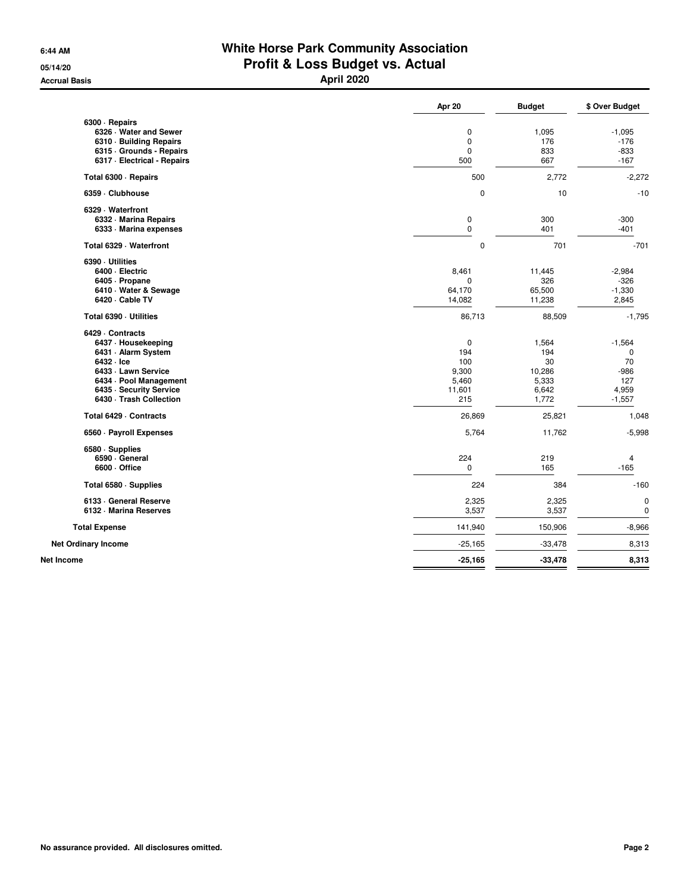# White Horse Park Community Association
## Profit & Loss Budget vs. Actual
### April 2020

6:44 AM
05/14/20
Accrual Basis

| | Apr 20 | Budget | $ Over Budget |
|---|---|---|---|
| 6300 · Repairs | | | |
| 6326 · Water and Sewer | 0 | 1,095 | -1,095 |
| 6310 · Building Repairs | 0 | 176 | -176 |
| 6315 · Grounds - Repairs | 0 | 833 | -833 |
| 6317 · Electrical - Repairs | 500 | 667 | -167 |
| Total 6300 · Repairs | 500 | 2,772 | -2,272 |
| 6359 · Clubhouse | 0 | 10 | -10 |
| 6329 · Waterfront | | | |
| 6332 · Marina Repairs | 0 | 300 | -300 |
| 6333 · Marina expenses | 0 | 401 | -401 |
| Total 6329 · Waterfront | 0 | 701 | -701 |
| 6390 · Utilities | | | |
| 6400 · Electric | 8,461 | 11,445 | -2,984 |
| 6405 · Propane | 0 | 326 | -326 |
| 6410 · Water & Sewage | 64,170 | 65,500 | -1,330 |
| 6420 · Cable TV | 14,082 | 11,238 | 2,845 |
| Total 6390 · Utilities | 86,713 | 88,509 | -1,795 |
| 6429 · Contracts | | | |
| 6437 · Housekeeping | 0 | 1,564 | -1,564 |
| 6431 · Alarm System | 194 | 194 | 0 |
| 6432 · Ice | 100 | 30 | 70 |
| 6433 · Lawn Service | 9,300 | 10,286 | -986 |
| 6434 · Pool Management | 5,460 | 5,333 | 127 |
| 6435 · Security Service | 11,601 | 6,642 | 4,959 |
| 6430 · Trash Collection | 215 | 1,772 | -1,557 |
| Total 6429 · Contracts | 26,869 | 25,821 | 1,048 |
| 6560 · Payroll Expenses | 5,764 | 11,762 | -5,998 |
| 6580 · Supplies | | | |
| 6590 · General | 224 | 219 | 4 |
| 6600 · Office | 0 | 165 | -165 |
| Total 6580 · Supplies | 224 | 384 | -160 |
| 6133 · General Reserve | 2,325 | 2,325 | 0 |
| 6132 · Marina Reserves | 3,537 | 3,537 | 0 |
| Total Expense | 141,940 | 150,906 | -8,966 |
| Net Ordinary Income | -25,165 | -33,478 | 8,313 |
| **Net Income** | **-25,165** | **-33,478** | **8,313** |

**No assurance provided. All disclosures omitted.**